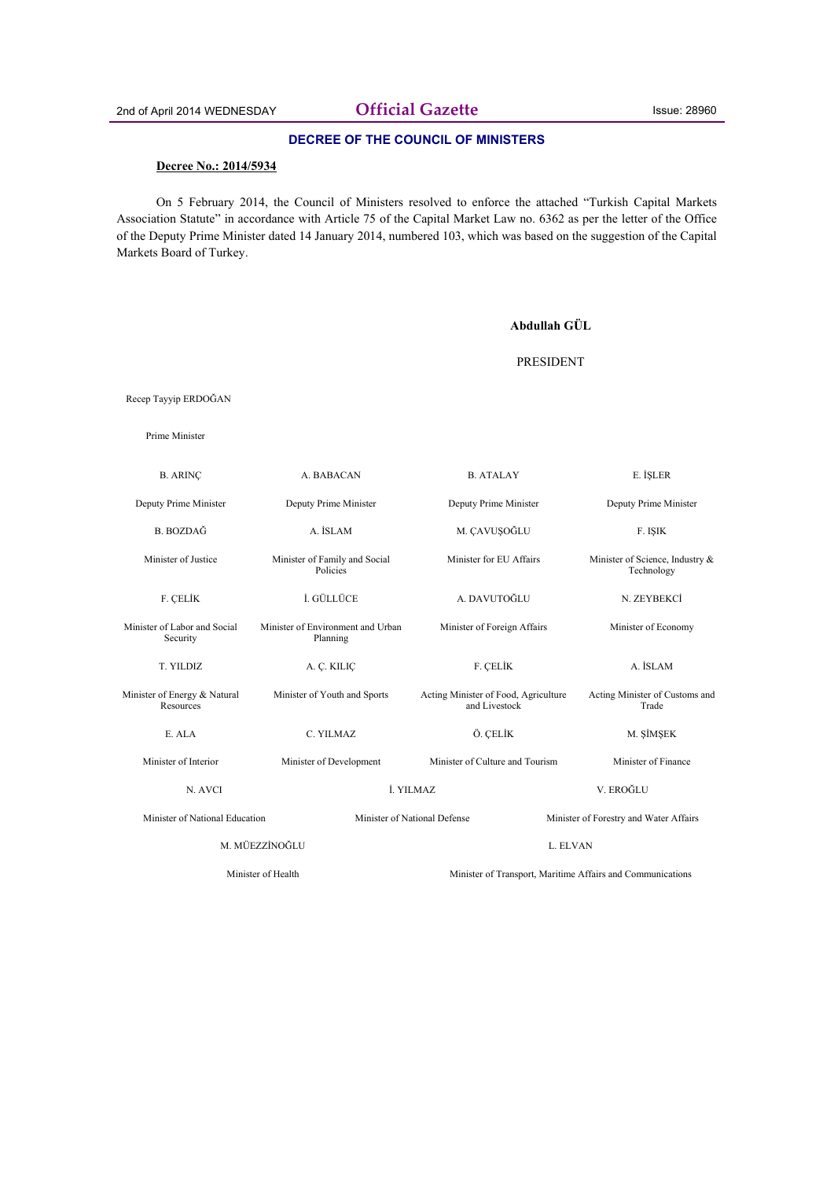2nd of April 2014 WEDNESDAY **Official Gazette** Issue: 28960

## DECREE OF THE COUNCIL OF MINISTERS

**Decree No.: 2014/5934**

On 5 February 2014, the Council of Ministers resolved to enforce the attached "Turkish Capital Markets Association Statute" in accordance with Article 75 of the Capital Market Law no. 6362 as per the letter of the Office of the Deputy Prime Minister dated 14 January 2014, numbered 103, which was based on the suggestion of the Capital Markets Board of Turkey.

**Abdullah GÜL**

PRESIDENT

Recep Tayyip ERDOĞAN

Prime Minister

| | | | |
|---|---|---|---|
| B. ARINÇ | A. BABACAN | B. ATALAY | E. İŞLER |
| Deputy Prime Minister | Deputy Prime Minister | Deputy Prime Minister | Deputy Prime Minister |
| B. BOZDAĞ | A. İSLAM | M. ÇAVUŞOĞLU | F. IŞIK |
| Minister of Justice | Minister of Family and Social Policies | Minister for EU Affairs | Minister of Science, Industry & Technology |
| F. ÇELİK | İ. GÜLLÜCE | A. DAVUTOĞLU | N. ZEYBEKCİ |
| Minister of Labor and Social Security | Minister of Environment and Urban Planning | Minister of Foreign Affairs | Minister of Economy |
| T. YILDIZ | A. Ç. KILIÇ | F. ÇELİK | A. İSLAM |
| Minister of Energy & Natural Resources | Minister of Youth and Sports | Acting Minister of Food, Agriculture and Livestock | Acting Minister of Customs and Trade |
| E. ALA | C. YILMAZ | Ö. ÇELİK | M. ŞİMŞEK |
| Minister of Interior | Minister of Development | Minister of Culture and Tourism | Minister of Finance |

| | | |
|---|---|---|
| N. AVCI | İ. YILMAZ | V. EROĞLU |
| Minister of National Education | Minister of National Defense | Minister of Forestry and Water Affairs |

| | |
|---|---|
| M. MÜEZZİNOĞLU | L. ELVAN |
| Minister of Health | Minister of Transport, Maritime Affairs and Communications |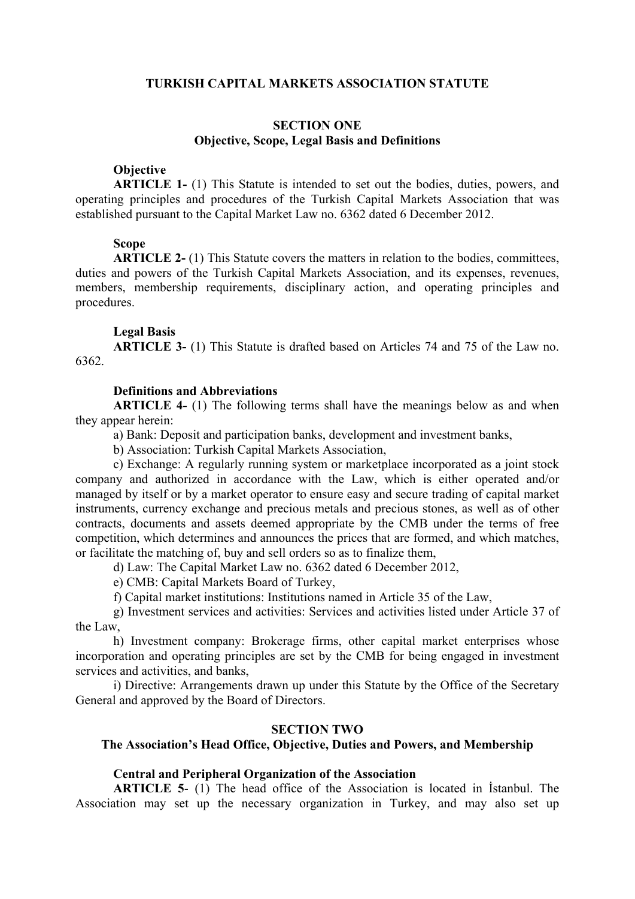# TURKISH CAPITAL MARKETS ASSOCIATION STATUTE

## SECTION ONE
## Objective, Scope, Legal Basis and Definitions

**Objective**

**ARTICLE 1-** (1) This Statute is intended to set out the bodies, duties, powers, and operating principles and procedures of the Turkish Capital Markets Association that was established pursuant to the Capital Market Law no. 6362 dated 6 December 2012.

**Scope**

**ARTICLE 2-** (1) This Statute covers the matters in relation to the bodies, committees, duties and powers of the Turkish Capital Markets Association, and its expenses, revenues, members, membership requirements, disciplinary action, and operating principles and procedures.

**Legal Basis**

**ARTICLE 3-** (1) This Statute is drafted based on Articles 74 and 75 of the Law no. 6362.

**Definitions and Abbreviations**

**ARTICLE 4-** (1) The following terms shall have the meanings below as and when they appear herein:

a) Bank: Deposit and participation banks, development and investment banks,

b) Association: Turkish Capital Markets Association,

c) Exchange: A regularly running system or marketplace incorporated as a joint stock company and authorized in accordance with the Law, which is either operated and/or managed by itself or by a market operator to ensure easy and secure trading of capital market instruments, currency exchange and precious metals and precious stones, as well as of other contracts, documents and assets deemed appropriate by the CMB under the terms of free competition, which determines and announces the prices that are formed, and which matches, or facilitate the matching of, buy and sell orders so as to finalize them,

d) Law: The Capital Market Law no. 6362 dated 6 December 2012,

e) CMB: Capital Markets Board of Turkey,

f) Capital market institutions: Institutions named in Article 35 of the Law,

g) Investment services and activities: Services and activities listed under Article 37 of the Law,

h) Investment company: Brokerage firms, other capital market enterprises whose incorporation and operating principles are set by the CMB for being engaged in investment services and activities, and banks,

i) Directive: Arrangements drawn up under this Statute by the Office of the Secretary General and approved by the Board of Directors.

## SECTION TWO
## The Association's Head Office, Objective, Duties and Powers, and Membership

**Central and Peripheral Organization of the Association**

**ARTICLE 5**- (1) The head office of the Association is located in İstanbul. The Association may set up the necessary organization in Turkey, and may also set up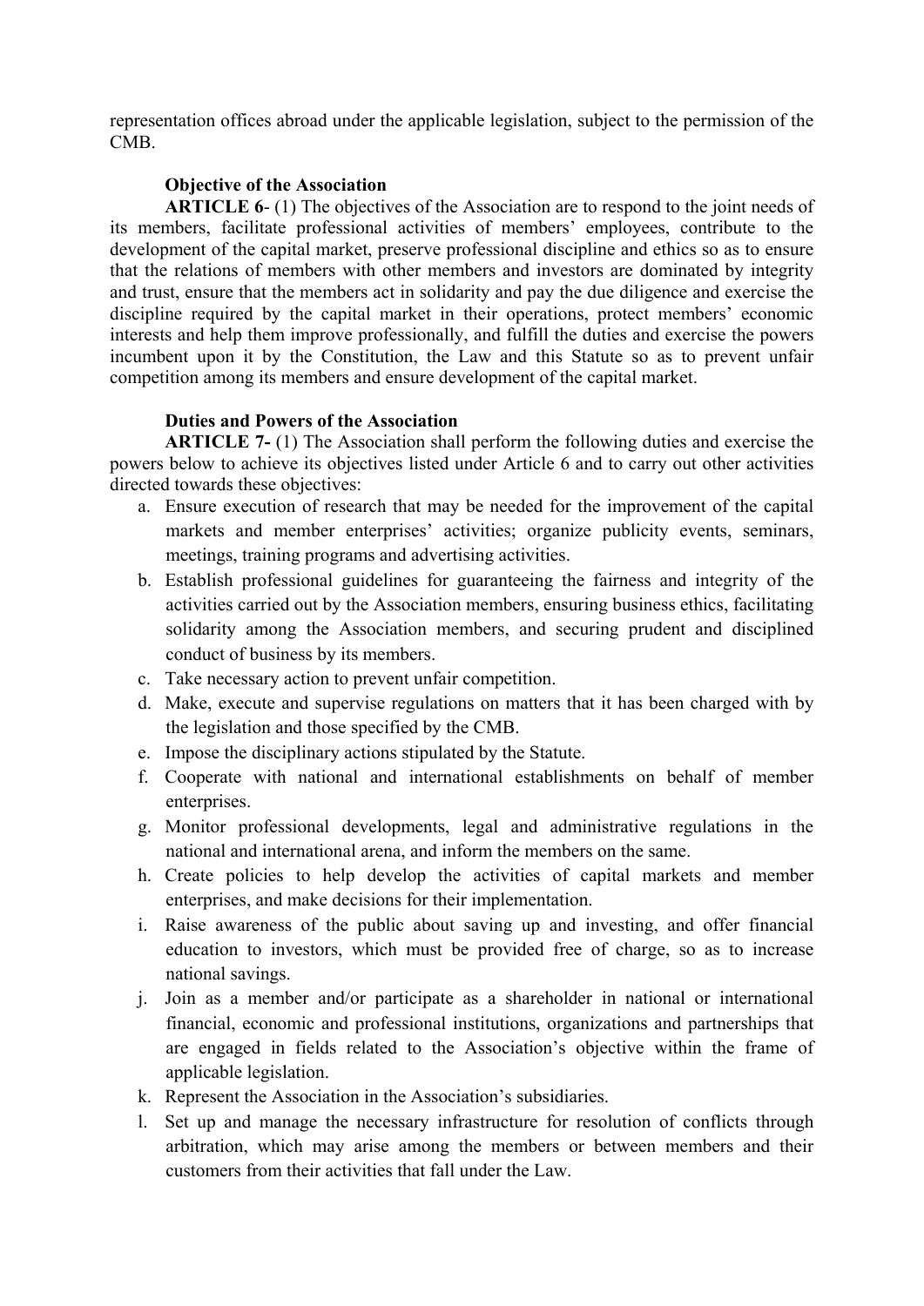representation offices abroad under the applicable legislation, subject to the permission of the CMB.

**Objective of the Association**

**ARTICLE 6**- (1) The objectives of the Association are to respond to the joint needs of its members, facilitate professional activities of members' employees, contribute to the development of the capital market, preserve professional discipline and ethics so as to ensure that the relations of members with other members and investors are dominated by integrity and trust, ensure that the members act in solidarity and pay the due diligence and exercise the discipline required by the capital market in their operations, protect members' economic interests and help them improve professionally, and fulfill the duties and exercise the powers incumbent upon it by the Constitution, the Law and this Statute so as to prevent unfair competition among its members and ensure development of the capital market.

**Duties and Powers of the Association**

**ARTICLE 7-** (1) The Association shall perform the following duties and exercise the powers below to achieve its objectives listed under Article 6 and to carry out other activities directed towards these objectives:

a. Ensure execution of research that may be needed for the improvement of the capital markets and member enterprises' activities; organize publicity events, seminars, meetings, training programs and advertising activities.
b. Establish professional guidelines for guaranteeing the fairness and integrity of the activities carried out by the Association members, ensuring business ethics, facilitating solidarity among the Association members, and securing prudent and disciplined conduct of business by its members.
c. Take necessary action to prevent unfair competition.
d. Make, execute and supervise regulations on matters that it has been charged with by the legislation and those specified by the CMB.
e. Impose the disciplinary actions stipulated by the Statute.
f. Cooperate with national and international establishments on behalf of member enterprises.
g. Monitor professional developments, legal and administrative regulations in the national and international arena, and inform the members on the same.
h. Create policies to help develop the activities of capital markets and member enterprises, and make decisions for their implementation.
i. Raise awareness of the public about saving up and investing, and offer financial education to investors, which must be provided free of charge, so as to increase national savings.
j. Join as a member and/or participate as a shareholder in national or international financial, economic and professional institutions, organizations and partnerships that are engaged in fields related to the Association's objective within the frame of applicable legislation.
k. Represent the Association in the Association's subsidiaries.
l. Set up and manage the necessary infrastructure for resolution of conflicts through arbitration, which may arise among the members or between members and their customers from their activities that fall under the Law.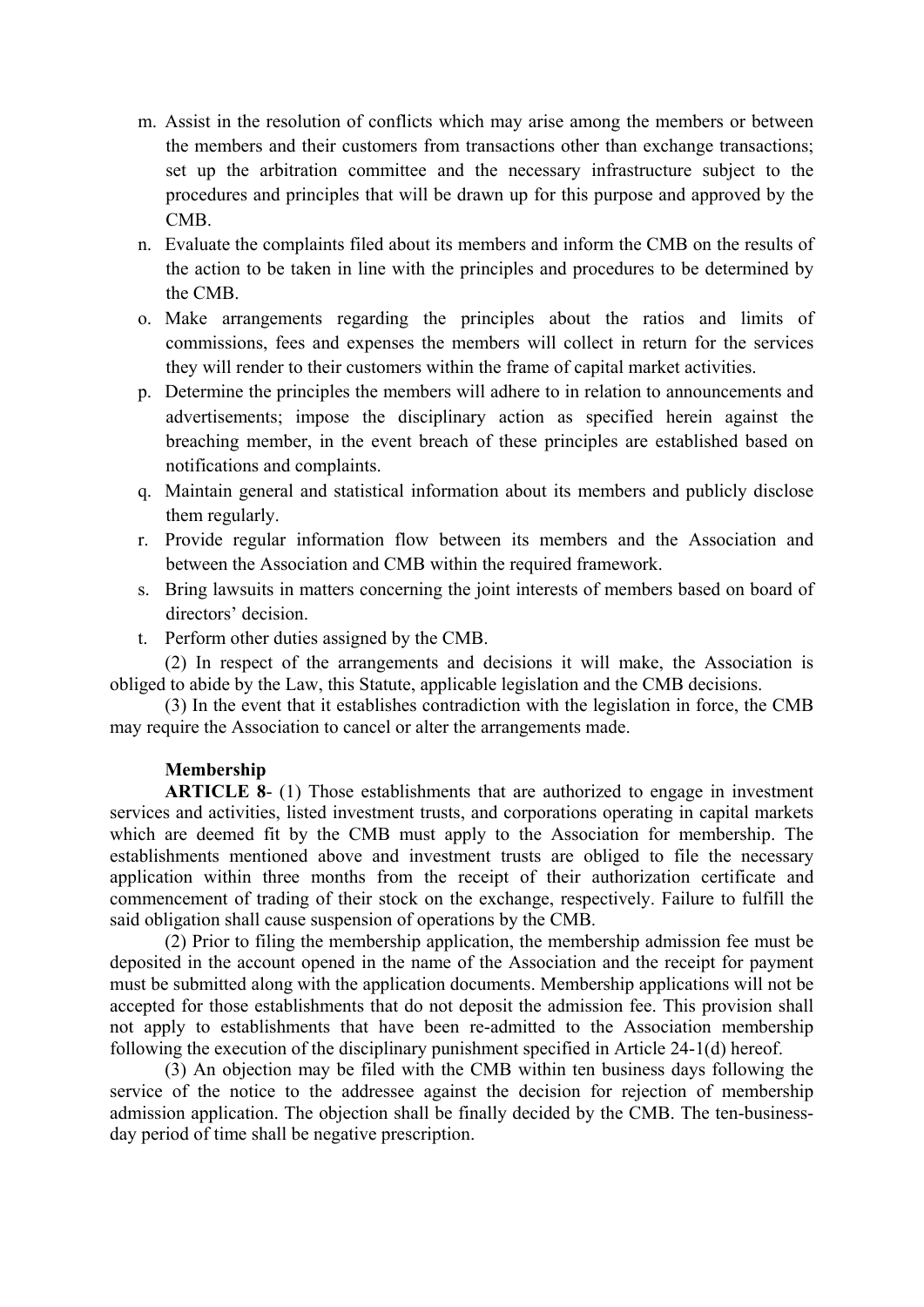m. Assist in the resolution of conflicts which may arise among the members or between the members and their customers from transactions other than exchange transactions; set up the arbitration committee and the necessary infrastructure subject to the procedures and principles that will be drawn up for this purpose and approved by the CMB.

n. Evaluate the complaints filed about its members and inform the CMB on the results of the action to be taken in line with the principles and procedures to be determined by the CMB.

o. Make arrangements regarding the principles about the ratios and limits of commissions, fees and expenses the members will collect in return for the services they will render to their customers within the frame of capital market activities.

p. Determine the principles the members will adhere to in relation to announcements and advertisements; impose the disciplinary action as specified herein against the breaching member, in the event breach of these principles are established based on notifications and complaints.

q. Maintain general and statistical information about its members and publicly disclose them regularly.

r. Provide regular information flow between its members and the Association and between the Association and CMB within the required framework.

s. Bring lawsuits in matters concerning the joint interests of members based on board of directors' decision.

t. Perform other duties assigned by the CMB.

(2) In respect of the arrangements and decisions it will make, the Association is obliged to abide by the Law, this Statute, applicable legislation and the CMB decisions.

(3) In the event that it establishes contradiction with the legislation in force, the CMB may require the Association to cancel or alter the arrangements made.

**Membership**

**ARTICLE 8**- (1) Those establishments that are authorized to engage in investment services and activities, listed investment trusts, and corporations operating in capital markets which are deemed fit by the CMB must apply to the Association for membership. The establishments mentioned above and investment trusts are obliged to file the necessary application within three months from the receipt of their authorization certificate and commencement of trading of their stock on the exchange, respectively. Failure to fulfill the said obligation shall cause suspension of operations by the CMB.

(2) Prior to filing the membership application, the membership admission fee must be deposited in the account opened in the name of the Association and the receipt for payment must be submitted along with the application documents. Membership applications will not be accepted for those establishments that do not deposit the admission fee. This provision shall not apply to establishments that have been re-admitted to the Association membership following the execution of the disciplinary punishment specified in Article 24-1(d) hereof.

(3) An objection may be filed with the CMB within ten business days following the service of the notice to the addressee against the decision for rejection of membership admission application. The objection shall be finally decided by the CMB. The ten-business-day period of time shall be negative prescription.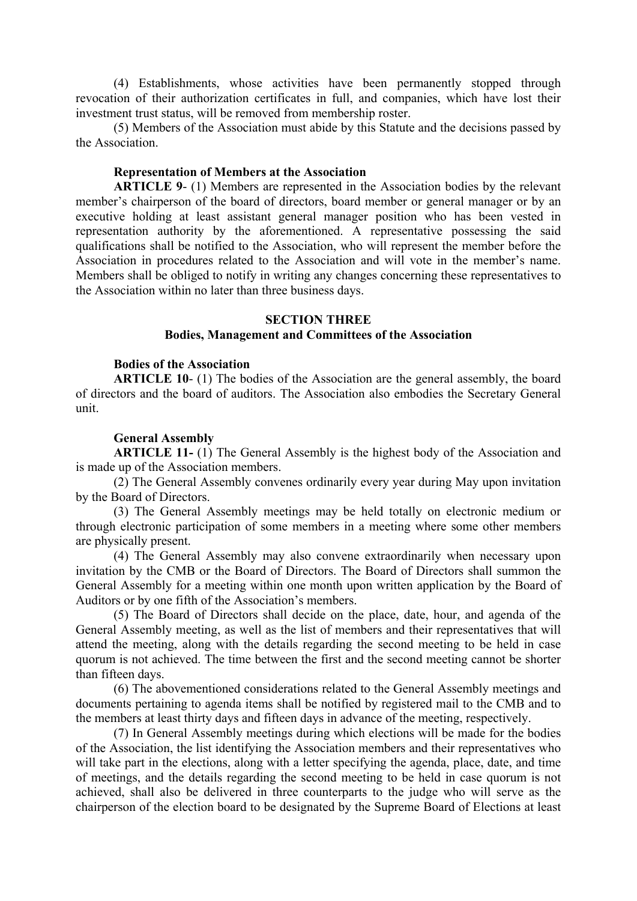(4) Establishments, whose activities have been permanently stopped through revocation of their authorization certificates in full, and companies, which have lost their investment trust status, will be removed from membership roster.

(5) Members of the Association must abide by this Statute and the decisions passed by the Association.

**Representation of Members at the Association**

**ARTICLE 9**- (1) Members are represented in the Association bodies by the relevant member's chairperson of the board of directors, board member or general manager or by an executive holding at least assistant general manager position who has been vested in representation authority by the aforementioned. A representative possessing the said qualifications shall be notified to the Association, who will represent the member before the Association in procedures related to the Association and will vote in the member's name. Members shall be obliged to notify in writing any changes concerning these representatives to the Association within no later than three business days.

## SECTION THREE
## Bodies, Management and Committees of the Association

**Bodies of the Association**

**ARTICLE 10**- (1) The bodies of the Association are the general assembly, the board of directors and the board of auditors. The Association also embodies the Secretary General unit.

**General Assembly**

**ARTICLE 11-** (1) The General Assembly is the highest body of the Association and is made up of the Association members.

(2) The General Assembly convenes ordinarily every year during May upon invitation by the Board of Directors.

(3) The General Assembly meetings may be held totally on electronic medium or through electronic participation of some members in a meeting where some other members are physically present.

(4) The General Assembly may also convene extraordinarily when necessary upon invitation by the CMB or the Board of Directors. The Board of Directors shall summon the General Assembly for a meeting within one month upon written application by the Board of Auditors or by one fifth of the Association's members.

(5) The Board of Directors shall decide on the place, date, hour, and agenda of the General Assembly meeting, as well as the list of members and their representatives that will attend the meeting, along with the details regarding the second meeting to be held in case quorum is not achieved. The time between the first and the second meeting cannot be shorter than fifteen days.

(6) The abovementioned considerations related to the General Assembly meetings and documents pertaining to agenda items shall be notified by registered mail to the CMB and to the members at least thirty days and fifteen days in advance of the meeting, respectively.

(7) In General Assembly meetings during which elections will be made for the bodies of the Association, the list identifying the Association members and their representatives who will take part in the elections, along with a letter specifying the agenda, place, date, and time of meetings, and the details regarding the second meeting to be held in case quorum is not achieved, shall also be delivered in three counterparts to the judge who will serve as the chairperson of the election board to be designated by the Supreme Board of Elections at least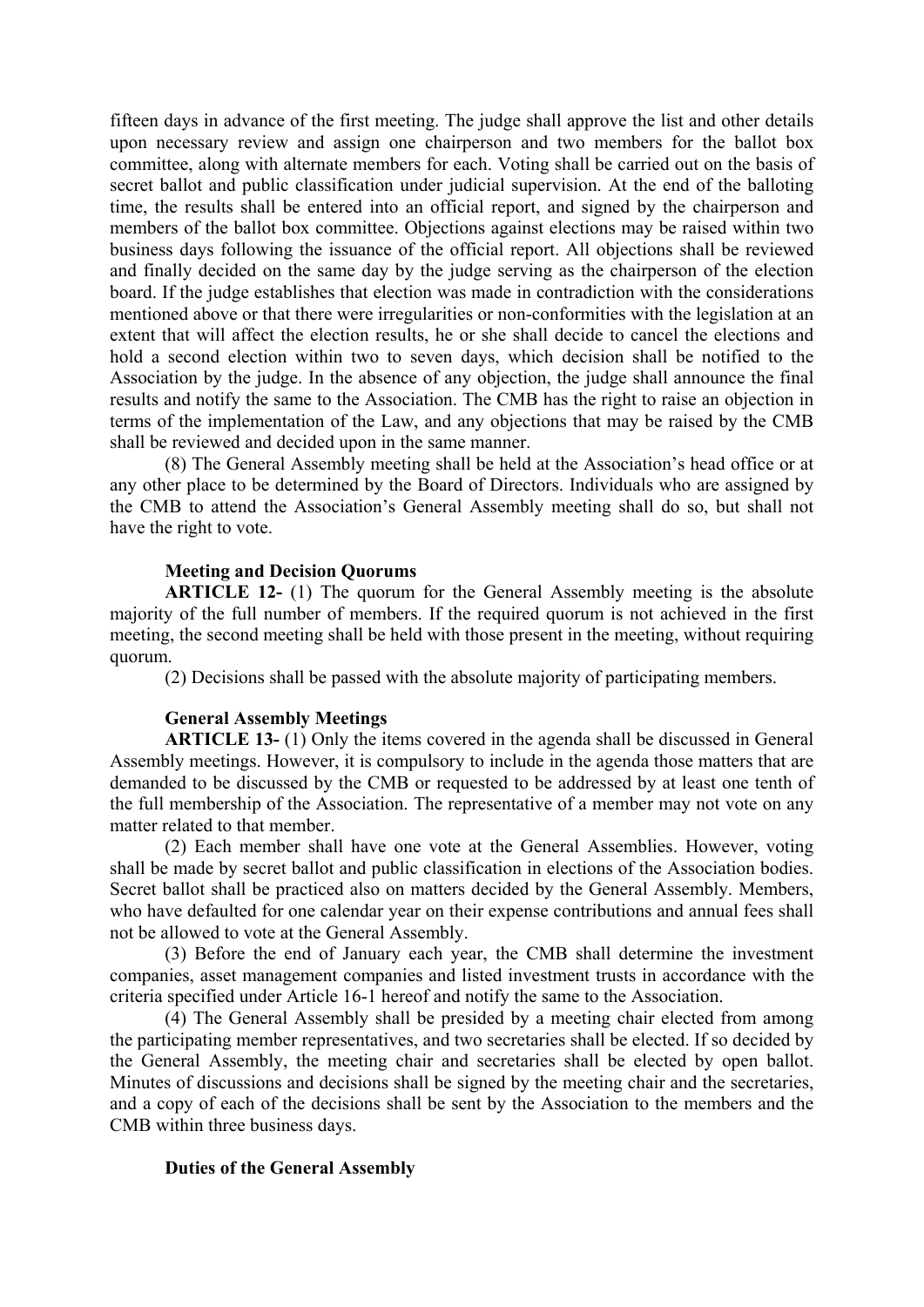fifteen days in advance of the first meeting. The judge shall approve the list and other details upon necessary review and assign one chairperson and two members for the ballot box committee, along with alternate members for each. Voting shall be carried out on the basis of secret ballot and public classification under judicial supervision. At the end of the balloting time, the results shall be entered into an official report, and signed by the chairperson and members of the ballot box committee. Objections against elections may be raised within two business days following the issuance of the official report. All objections shall be reviewed and finally decided on the same day by the judge serving as the chairperson of the election board. If the judge establishes that election was made in contradiction with the considerations mentioned above or that there were irregularities or non-conformities with the legislation at an extent that will affect the election results, he or she shall decide to cancel the elections and hold a second election within two to seven days, which decision shall be notified to the Association by the judge. In the absence of any objection, the judge shall announce the final results and notify the same to the Association. The CMB has the right to raise an objection in terms of the implementation of the Law, and any objections that may be raised by the CMB shall be reviewed and decided upon in the same manner.

(8) The General Assembly meeting shall be held at the Association's head office or at any other place to be determined by the Board of Directors. Individuals who are assigned by the CMB to attend the Association's General Assembly meeting shall do so, but shall not have the right to vote.

**Meeting and Decision Quorums**

**ARTICLE 12-** (1) The quorum for the General Assembly meeting is the absolute majority of the full number of members. If the required quorum is not achieved in the first meeting, the second meeting shall be held with those present in the meeting, without requiring quorum.

(2) Decisions shall be passed with the absolute majority of participating members.

**General Assembly Meetings**

**ARTICLE 13-** (1) Only the items covered in the agenda shall be discussed in General Assembly meetings. However, it is compulsory to include in the agenda those matters that are demanded to be discussed by the CMB or requested to be addressed by at least one tenth of the full membership of the Association. The representative of a member may not vote on any matter related to that member.

(2) Each member shall have one vote at the General Assemblies. However, voting shall be made by secret ballot and public classification in elections of the Association bodies. Secret ballot shall be practiced also on matters decided by the General Assembly. Members, who have defaulted for one calendar year on their expense contributions and annual fees shall not be allowed to vote at the General Assembly.

(3) Before the end of January each year, the CMB shall determine the investment companies, asset management companies and listed investment trusts in accordance with the criteria specified under Article 16-1 hereof and notify the same to the Association.

(4) The General Assembly shall be presided by a meeting chair elected from among the participating member representatives, and two secretaries shall be elected. If so decided by the General Assembly, the meeting chair and secretaries shall be elected by open ballot. Minutes of discussions and decisions shall be signed by the meeting chair and the secretaries, and a copy of each of the decisions shall be sent by the Association to the members and the CMB within three business days.

**Duties of the General Assembly**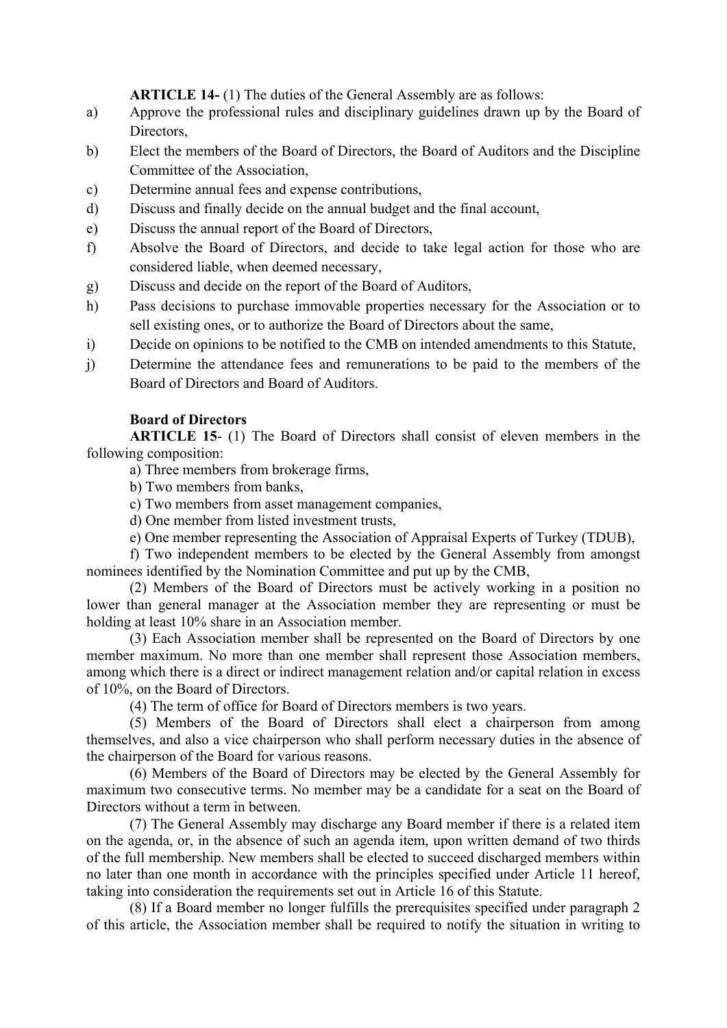**ARTICLE 14-** (1) The duties of the General Assembly are as follows:

a) Approve the professional rules and disciplinary guidelines drawn up by the Board of Directors,

b) Elect the members of the Board of Directors, the Board of Auditors and the Discipline Committee of the Association,

c) Determine annual fees and expense contributions,

d) Discuss and finally decide on the annual budget and the final account,

e) Discuss the annual report of the Board of Directors,

f) Absolve the Board of Directors, and decide to take legal action for those who are considered liable, when deemed necessary,

g) Discuss and decide on the report of the Board of Auditors,

h) Pass decisions to purchase immovable properties necessary for the Association or to sell existing ones, or to authorize the Board of Directors about the same,

i) Decide on opinions to be notified to the CMB on intended amendments to this Statute,

j) Determine the attendance fees and remunerations to be paid to the members of the Board of Directors and Board of Auditors.

**Board of Directors**

**ARTICLE 15**- (1) The Board of Directors shall consist of eleven members in the following composition:

a) Three members from brokerage firms,

b) Two members from banks,

c) Two members from asset management companies,

d) One member from listed investment trusts,

e) One member representing the Association of Appraisal Experts of Turkey (TDUB),

f) Two independent members to be elected by the General Assembly from amongst nominees identified by the Nomination Committee and put up by the CMB,

(2) Members of the Board of Directors must be actively working in a position no lower than general manager at the Association member they are representing or must be holding at least 10% share in an Association member.

(3) Each Association member shall be represented on the Board of Directors by one member maximum. No more than one member shall represent those Association members, among which there is a direct or indirect management relation and/or capital relation in excess of 10%, on the Board of Directors.

(4) The term of office for Board of Directors members is two years.

(5) Members of the Board of Directors shall elect a chairperson from among themselves, and also a vice chairperson who shall perform necessary duties in the absence of the chairperson of the Board for various reasons.

(6) Members of the Board of Directors may be elected by the General Assembly for maximum two consecutive terms. No member may be a candidate for a seat on the Board of Directors without a term in between.

(7) The General Assembly may discharge any Board member if there is a related item on the agenda, or, in the absence of such an agenda item, upon written demand of two thirds of the full membership. New members shall be elected to succeed discharged members within no later than one month in accordance with the principles specified under Article 11 hereof, taking into consideration the requirements set out in Article 16 of this Statute.

(8) If a Board member no longer fulfills the prerequisites specified under paragraph 2 of this article, the Association member shall be required to notify the situation in writing to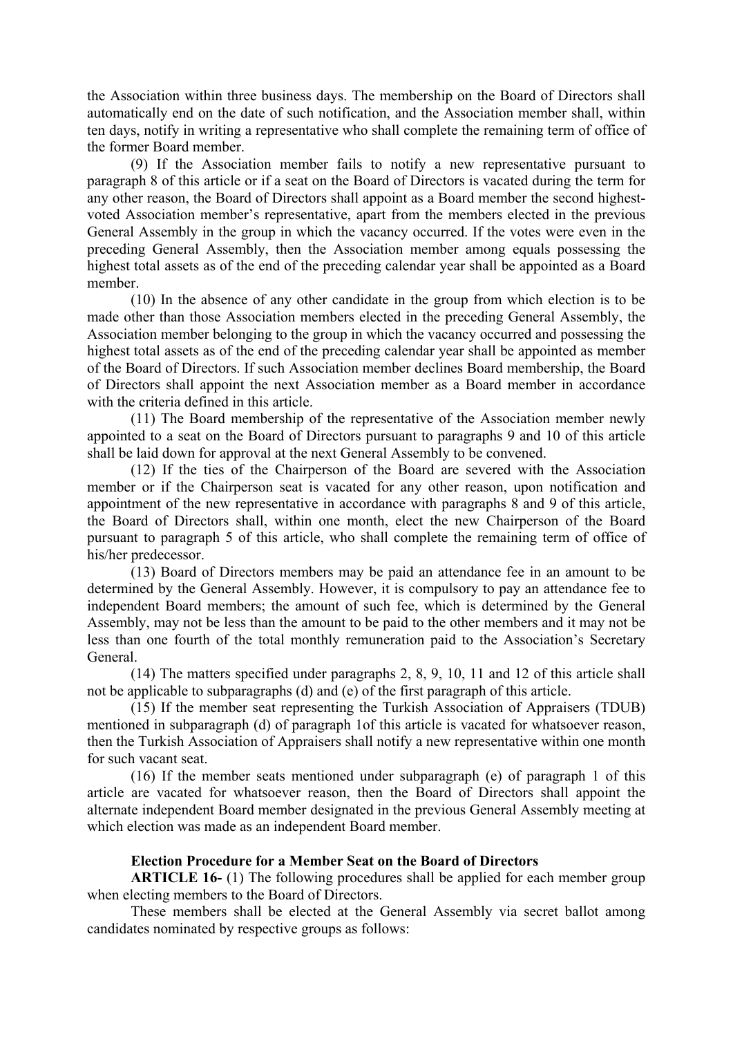the Association within three business days. The membership on the Board of Directors shall automatically end on the date of such notification, and the Association member shall, within ten days, notify in writing a representative who shall complete the remaining term of office of the former Board member.

(9) If the Association member fails to notify a new representative pursuant to paragraph 8 of this article or if a seat on the Board of Directors is vacated during the term for any other reason, the Board of Directors shall appoint as a Board member the second highest-voted Association member's representative, apart from the members elected in the previous General Assembly in the group in which the vacancy occurred. If the votes were even in the preceding General Assembly, then the Association member among equals possessing the highest total assets as of the end of the preceding calendar year shall be appointed as a Board member.

(10) In the absence of any other candidate in the group from which election is to be made other than those Association members elected in the preceding General Assembly, the Association member belonging to the group in which the vacancy occurred and possessing the highest total assets as of the end of the preceding calendar year shall be appointed as member of the Board of Directors. If such Association member declines Board membership, the Board of Directors shall appoint the next Association member as a Board member in accordance with the criteria defined in this article.

(11) The Board membership of the representative of the Association member newly appointed to a seat on the Board of Directors pursuant to paragraphs 9 and 10 of this article shall be laid down for approval at the next General Assembly to be convened.

(12) If the ties of the Chairperson of the Board are severed with the Association member or if the Chairperson seat is vacated for any other reason, upon notification and appointment of the new representative in accordance with paragraphs 8 and 9 of this article, the Board of Directors shall, within one month, elect the new Chairperson of the Board pursuant to paragraph 5 of this article, who shall complete the remaining term of office of his/her predecessor.

(13) Board of Directors members may be paid an attendance fee in an amount to be determined by the General Assembly. However, it is compulsory to pay an attendance fee to independent Board members; the amount of such fee, which is determined by the General Assembly, may not be less than the amount to be paid to the other members and it may not be less than one fourth of the total monthly remuneration paid to the Association's Secretary General.

(14) The matters specified under paragraphs 2, 8, 9, 10, 11 and 12 of this article shall not be applicable to subparagraphs (d) and (e) of the first paragraph of this article.

(15) If the member seat representing the Turkish Association of Appraisers (TDUB) mentioned in subparagraph (d) of paragraph 1of this article is vacated for whatsoever reason, then the Turkish Association of Appraisers shall notify a new representative within one month for such vacant seat.

(16) If the member seats mentioned under subparagraph (e) of paragraph 1 of this article are vacated for whatsoever reason, then the Board of Directors shall appoint the alternate independent Board member designated in the previous General Assembly meeting at which election was made as an independent Board member.

**Election Procedure for a Member Seat on the Board of Directors**

**ARTICLE 16-** (1) The following procedures shall be applied for each member group when electing members to the Board of Directors.

These members shall be elected at the General Assembly via secret ballot among candidates nominated by respective groups as follows: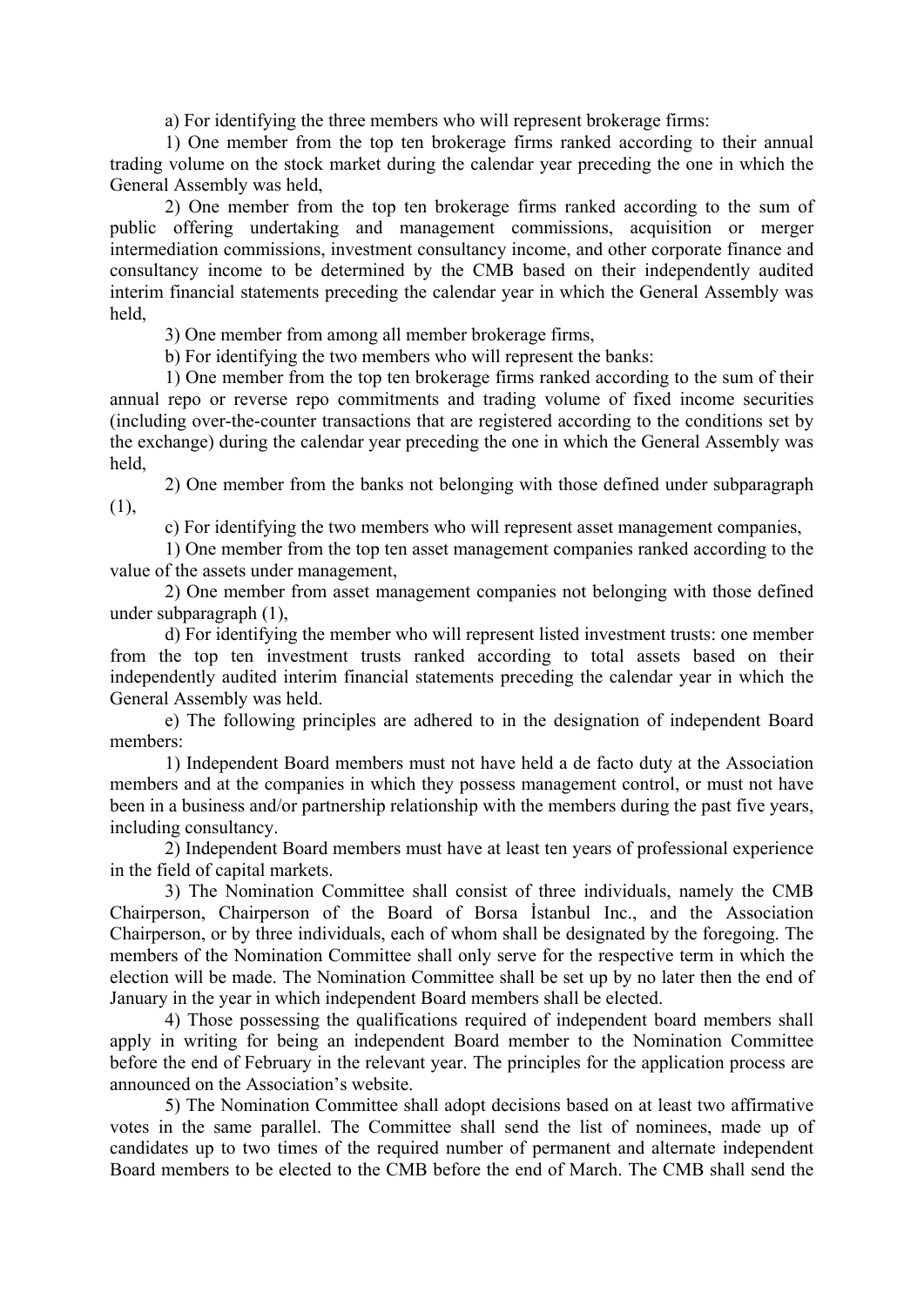a) For identifying the three members who will represent brokerage firms:

1) One member from the top ten brokerage firms ranked according to their annual trading volume on the stock market during the calendar year preceding the one in which the General Assembly was held,

2) One member from the top ten brokerage firms ranked according to the sum of public offering undertaking and management commissions, acquisition or merger intermediation commissions, investment consultancy income, and other corporate finance and consultancy income to be determined by the CMB based on their independently audited interim financial statements preceding the calendar year in which the General Assembly was held,

3) One member from among all member brokerage firms,

b) For identifying the two members who will represent the banks:

1) One member from the top ten brokerage firms ranked according to the sum of their annual repo or reverse repo commitments and trading volume of fixed income securities (including over-the-counter transactions that are registered according to the conditions set by the exchange) during the calendar year preceding the one in which the General Assembly was held,

2) One member from the banks not belonging with those defined under subparagraph (1),

c) For identifying the two members who will represent asset management companies,

1) One member from the top ten asset management companies ranked according to the value of the assets under management,

2) One member from asset management companies not belonging with those defined under subparagraph (1),

d) For identifying the member who will represent listed investment trusts: one member from the top ten investment trusts ranked according to total assets based on their independently audited interim financial statements preceding the calendar year in which the General Assembly was held.

e) The following principles are adhered to in the designation of independent Board members:

1) Independent Board members must not have held a de facto duty at the Association members and at the companies in which they possess management control, or must not have been in a business and/or partnership relationship with the members during the past five years, including consultancy.

2) Independent Board members must have at least ten years of professional experience in the field of capital markets.

3) The Nomination Committee shall consist of three individuals, namely the CMB Chairperson, Chairperson of the Board of Borsa İstanbul Inc., and the Association Chairperson, or by three individuals, each of whom shall be designated by the foregoing. The members of the Nomination Committee shall only serve for the respective term in which the election will be made. The Nomination Committee shall be set up by no later then the end of January in the year in which independent Board members shall be elected.

4) Those possessing the qualifications required of independent board members shall apply in writing for being an independent Board member to the Nomination Committee before the end of February in the relevant year. The principles for the application process are announced on the Association's website.

5) The Nomination Committee shall adopt decisions based on at least two affirmative votes in the same parallel. The Committee shall send the list of nominees, made up of candidates up to two times of the required number of permanent and alternate independent Board members to be elected to the CMB before the end of March. The CMB shall send the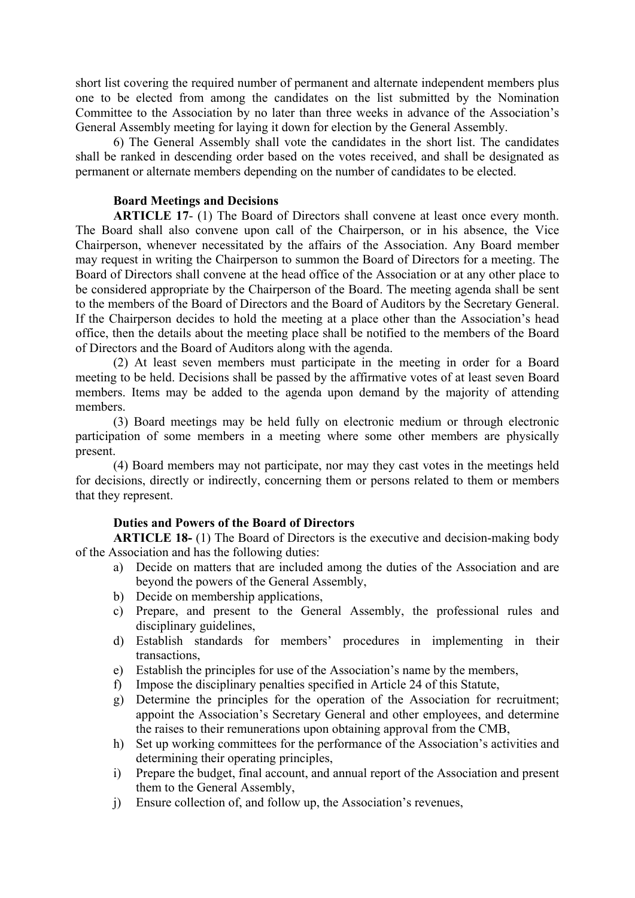short list covering the required number of permanent and alternate independent members plus one to be elected from among the candidates on the list submitted by the Nomination Committee to the Association by no later than three weeks in advance of the Association's General Assembly meeting for laying it down for election by the General Assembly.

6) The General Assembly shall vote the candidates in the short list. The candidates shall be ranked in descending order based on the votes received, and shall be designated as permanent or alternate members depending on the number of candidates to be elected.

**Board Meetings and Decisions**

**ARTICLE 17**- (1) The Board of Directors shall convene at least once every month. The Board shall also convene upon call of the Chairperson, or in his absence, the Vice Chairperson, whenever necessitated by the affairs of the Association. Any Board member may request in writing the Chairperson to summon the Board of Directors for a meeting. The Board of Directors shall convene at the head office of the Association or at any other place to be considered appropriate by the Chairperson of the Board. The meeting agenda shall be sent to the members of the Board of Directors and the Board of Auditors by the Secretary General. If the Chairperson decides to hold the meeting at a place other than the Association's head office, then the details about the meeting place shall be notified to the members of the Board of Directors and the Board of Auditors along with the agenda.

(2) At least seven members must participate in the meeting in order for a Board meeting to be held. Decisions shall be passed by the affirmative votes of at least seven Board members. Items may be added to the agenda upon demand by the majority of attending members.

(3) Board meetings may be held fully on electronic medium or through electronic participation of some members in a meeting where some other members are physically present.

(4) Board members may not participate, nor may they cast votes in the meetings held for decisions, directly or indirectly, concerning them or persons related to them or members that they represent.

**Duties and Powers of the Board of Directors**

**ARTICLE 18-** (1) The Board of Directors is the executive and decision-making body of the Association and has the following duties:

a) Decide on matters that are included among the duties of the Association and are beyond the powers of the General Assembly,
b) Decide on membership applications,
c) Prepare, and present to the General Assembly, the professional rules and disciplinary guidelines,
d) Establish standards for members' procedures in implementing in their transactions,
e) Establish the principles for use of the Association's name by the members,
f) Impose the disciplinary penalties specified in Article 24 of this Statute,
g) Determine the principles for the operation of the Association for recruitment; appoint the Association's Secretary General and other employees, and determine the raises to their remunerations upon obtaining approval from the CMB,
h) Set up working committees for the performance of the Association's activities and determining their operating principles,
i) Prepare the budget, final account, and annual report of the Association and present them to the General Assembly,
j) Ensure collection of, and follow up, the Association's revenues,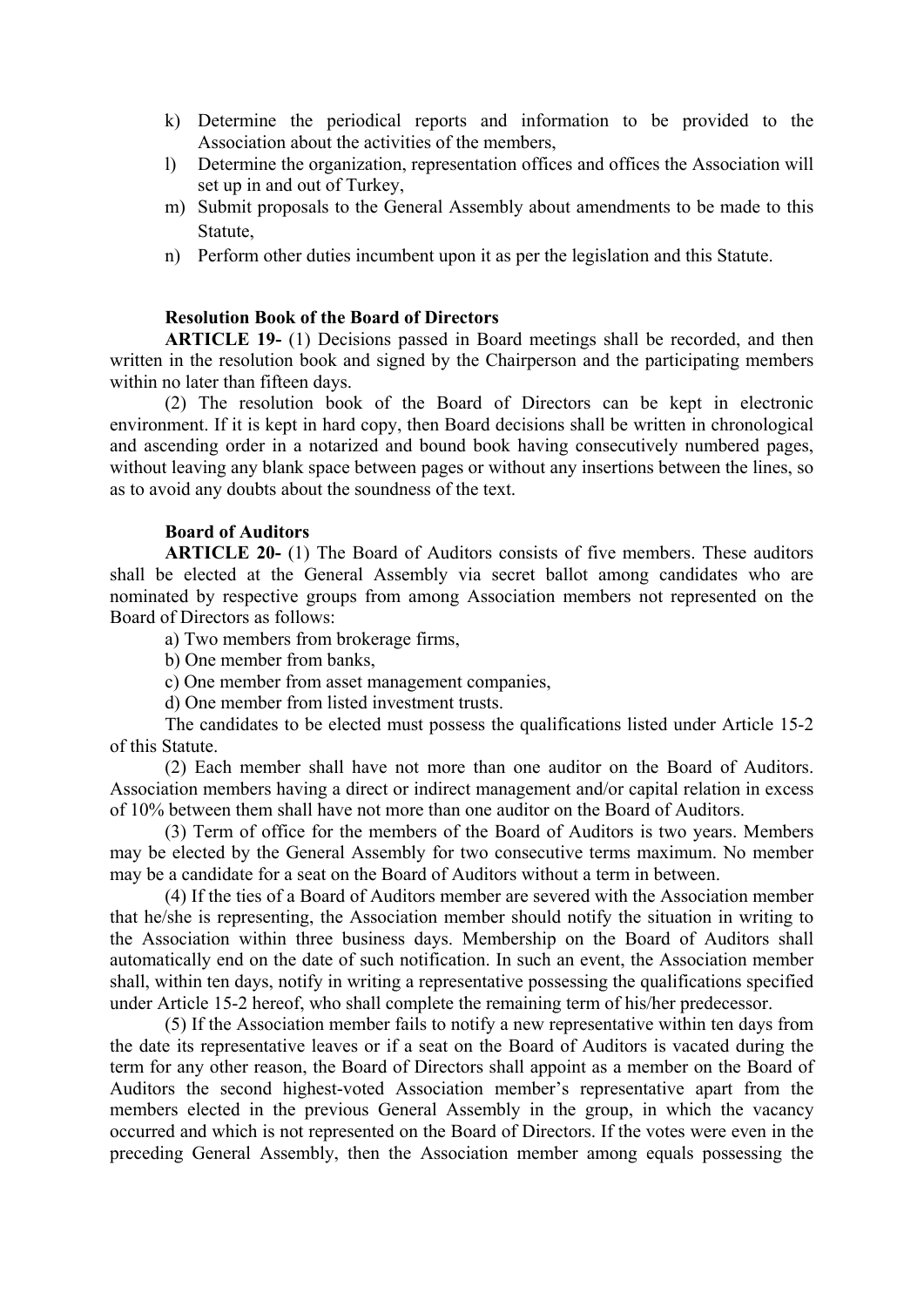k) Determine the periodical reports and information to be provided to the Association about the activities of the members,
l) Determine the organization, representation offices and offices the Association will set up in and out of Turkey,
m) Submit proposals to the General Assembly about amendments to be made to this Statute,
n) Perform other duties incumbent upon it as per the legislation and this Statute.

**Resolution Book of the Board of Directors**

**ARTICLE 19-** (1) Decisions passed in Board meetings shall be recorded, and then written in the resolution book and signed by the Chairperson and the participating members within no later than fifteen days.

(2) The resolution book of the Board of Directors can be kept in electronic environment. If it is kept in hard copy, then Board decisions shall be written in chronological and ascending order in a notarized and bound book having consecutively numbered pages, without leaving any blank space between pages or without any insertions between the lines, so as to avoid any doubts about the soundness of the text.

**Board of Auditors**

**ARTICLE 20-** (1) The Board of Auditors consists of five members. These auditors shall be elected at the General Assembly via secret ballot among candidates who are nominated by respective groups from among Association members not represented on the Board of Directors as follows:

a) Two members from brokerage firms,
b) One member from banks,
c) One member from asset management companies,
d) One member from listed investment trusts.

The candidates to be elected must possess the qualifications listed under Article 15-2 of this Statute.

(2) Each member shall have not more than one auditor on the Board of Auditors. Association members having a direct or indirect management and/or capital relation in excess of 10% between them shall have not more than one auditor on the Board of Auditors.

(3) Term of office for the members of the Board of Auditors is two years. Members may be elected by the General Assembly for two consecutive terms maximum. No member may be a candidate for a seat on the Board of Auditors without a term in between.

(4) If the ties of a Board of Auditors member are severed with the Association member that he/she is representing, the Association member should notify the situation in writing to the Association within three business days. Membership on the Board of Auditors shall automatically end on the date of such notification. In such an event, the Association member shall, within ten days, notify in writing a representative possessing the qualifications specified under Article 15-2 hereof, who shall complete the remaining term of his/her predecessor.

(5) If the Association member fails to notify a new representative within ten days from the date its representative leaves or if a seat on the Board of Auditors is vacated during the term for any other reason, the Board of Directors shall appoint as a member on the Board of Auditors the second highest-voted Association member's representative apart from the members elected in the previous General Assembly in the group, in which the vacancy occurred and which is not represented on the Board of Directors. If the votes were even in the preceding General Assembly, then the Association member among equals possessing the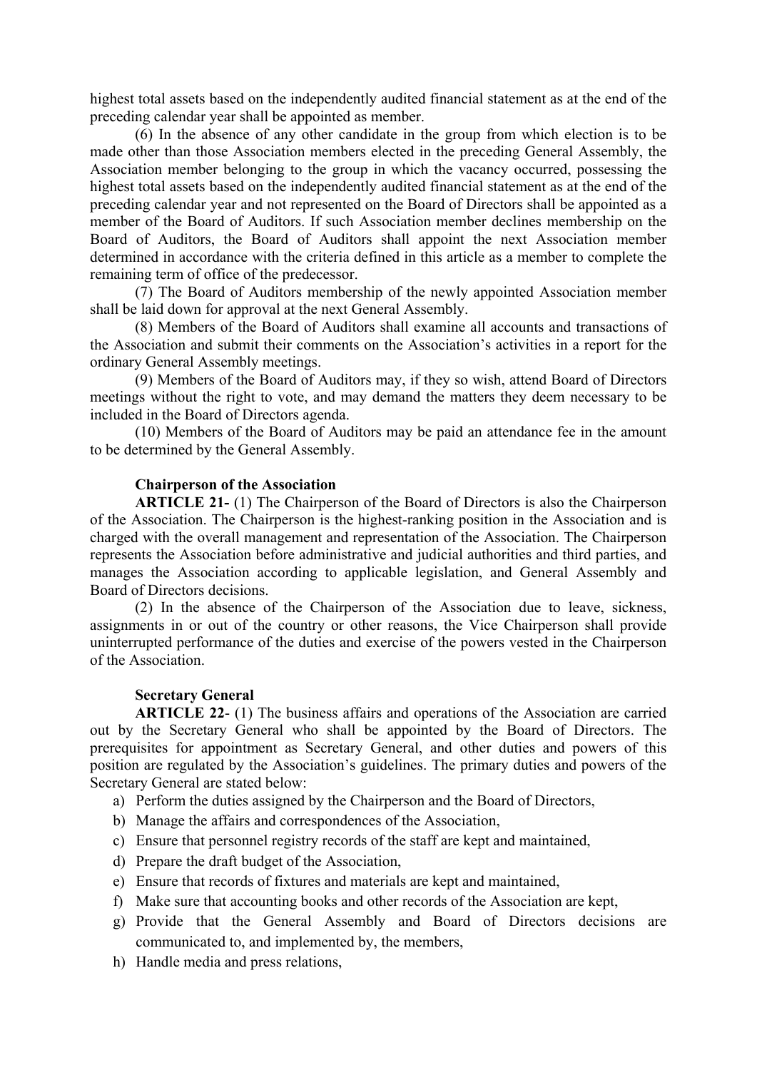highest total assets based on the independently audited financial statement as at the end of the preceding calendar year shall be appointed as member.

(6) In the absence of any other candidate in the group from which election is to be made other than those Association members elected in the preceding General Assembly, the Association member belonging to the group in which the vacancy occurred, possessing the highest total assets based on the independently audited financial statement as at the end of the preceding calendar year and not represented on the Board of Directors shall be appointed as a member of the Board of Auditors. If such Association member declines membership on the Board of Auditors, the Board of Auditors shall appoint the next Association member determined in accordance with the criteria defined in this article as a member to complete the remaining term of office of the predecessor.

(7) The Board of Auditors membership of the newly appointed Association member shall be laid down for approval at the next General Assembly.

(8) Members of the Board of Auditors shall examine all accounts and transactions of the Association and submit their comments on the Association's activities in a report for the ordinary General Assembly meetings.

(9) Members of the Board of Auditors may, if they so wish, attend Board of Directors meetings without the right to vote, and may demand the matters they deem necessary to be included in the Board of Directors agenda.

(10) Members of the Board of Auditors may be paid an attendance fee in the amount to be determined by the General Assembly.

**Chairperson of the Association**

**ARTICLE 21-** (1) The Chairperson of the Board of Directors is also the Chairperson of the Association. The Chairperson is the highest-ranking position in the Association and is charged with the overall management and representation of the Association. The Chairperson represents the Association before administrative and judicial authorities and third parties, and manages the Association according to applicable legislation, and General Assembly and Board of Directors decisions.

(2) In the absence of the Chairperson of the Association due to leave, sickness, assignments in or out of the country or other reasons, the Vice Chairperson shall provide uninterrupted performance of the duties and exercise of the powers vested in the Chairperson of the Association.

**Secretary General**

**ARTICLE 22**- (1) The business affairs and operations of the Association are carried out by the Secretary General who shall be appointed by the Board of Directors. The prerequisites for appointment as Secretary General, and other duties and powers of this position are regulated by the Association's guidelines. The primary duties and powers of the Secretary General are stated below:

a) Perform the duties assigned by the Chairperson and the Board of Directors,
b) Manage the affairs and correspondences of the Association,
c) Ensure that personnel registry records of the staff are kept and maintained,
d) Prepare the draft budget of the Association,
e) Ensure that records of fixtures and materials are kept and maintained,
f) Make sure that accounting books and other records of the Association are kept,
g) Provide that the General Assembly and Board of Directors decisions are communicated to, and implemented by, the members,
h) Handle media and press relations,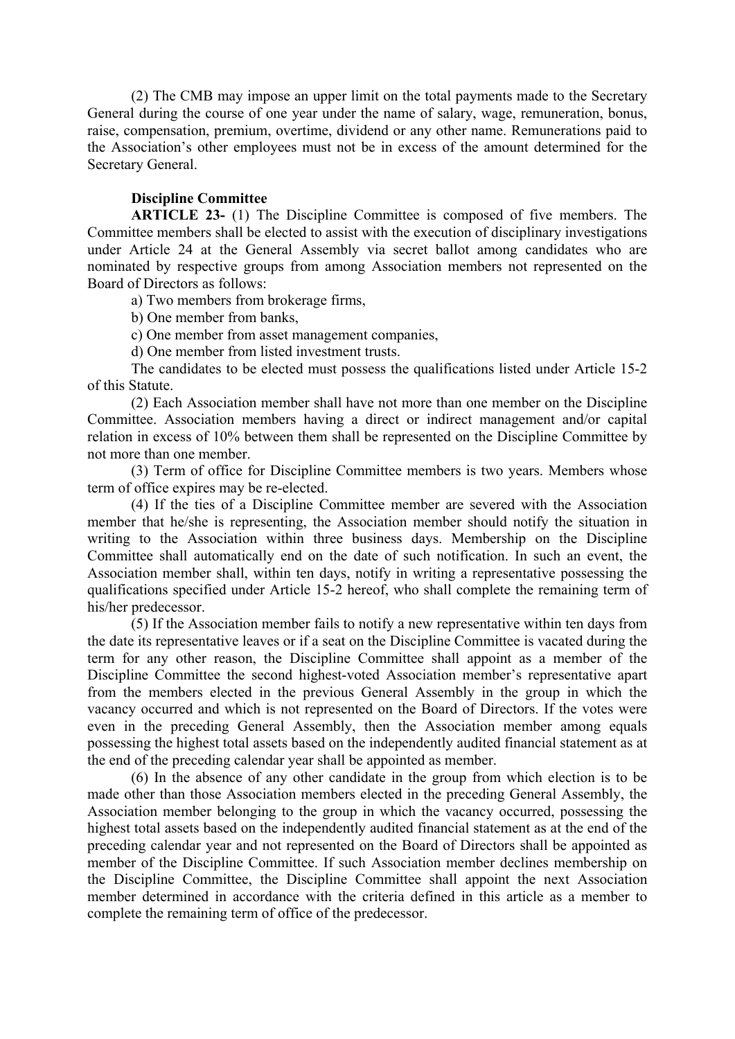(2) The CMB may impose an upper limit on the total payments made to the Secretary General during the course of one year under the name of salary, wage, remuneration, bonus, raise, compensation, premium, overtime, dividend or any other name. Remunerations paid to the Association's other employees must not be in excess of the amount determined for the Secretary General.

**Discipline Committee**

**ARTICLE 23-** (1) The Discipline Committee is composed of five members. The Committee members shall be elected to assist with the execution of disciplinary investigations under Article 24 at the General Assembly via secret ballot among candidates who are nominated by respective groups from among Association members not represented on the Board of Directors as follows:

a) Two members from brokerage firms,

b) One member from banks,

c) One member from asset management companies,

d) One member from listed investment trusts.

The candidates to be elected must possess the qualifications listed under Article 15-2 of this Statute.

(2) Each Association member shall have not more than one member on the Discipline Committee. Association members having a direct or indirect management and/or capital relation in excess of 10% between them shall be represented on the Discipline Committee by not more than one member.

(3) Term of office for Discipline Committee members is two years. Members whose term of office expires may be re-elected.

(4) If the ties of a Discipline Committee member are severed with the Association member that he/she is representing, the Association member should notify the situation in writing to the Association within three business days. Membership on the Discipline Committee shall automatically end on the date of such notification. In such an event, the Association member shall, within ten days, notify in writing a representative possessing the qualifications specified under Article 15-2 hereof, who shall complete the remaining term of his/her predecessor.

(5) If the Association member fails to notify a new representative within ten days from the date its representative leaves or if a seat on the Discipline Committee is vacated during the term for any other reason, the Discipline Committee shall appoint as a member of the Discipline Committee the second highest-voted Association member's representative apart from the members elected in the previous General Assembly in the group in which the vacancy occurred and which is not represented on the Board of Directors. If the votes were even in the preceding General Assembly, then the Association member among equals possessing the highest total assets based on the independently audited financial statement as at the end of the preceding calendar year shall be appointed as member.

(6) In the absence of any other candidate in the group from which election is to be made other than those Association members elected in the preceding General Assembly, the Association member belonging to the group in which the vacancy occurred, possessing the highest total assets based on the independently audited financial statement as at the end of the preceding calendar year and not represented on the Board of Directors shall be appointed as member of the Discipline Committee. If such Association member declines membership on the Discipline Committee, the Discipline Committee shall appoint the next Association member determined in accordance with the criteria defined in this article as a member to complete the remaining term of office of the predecessor.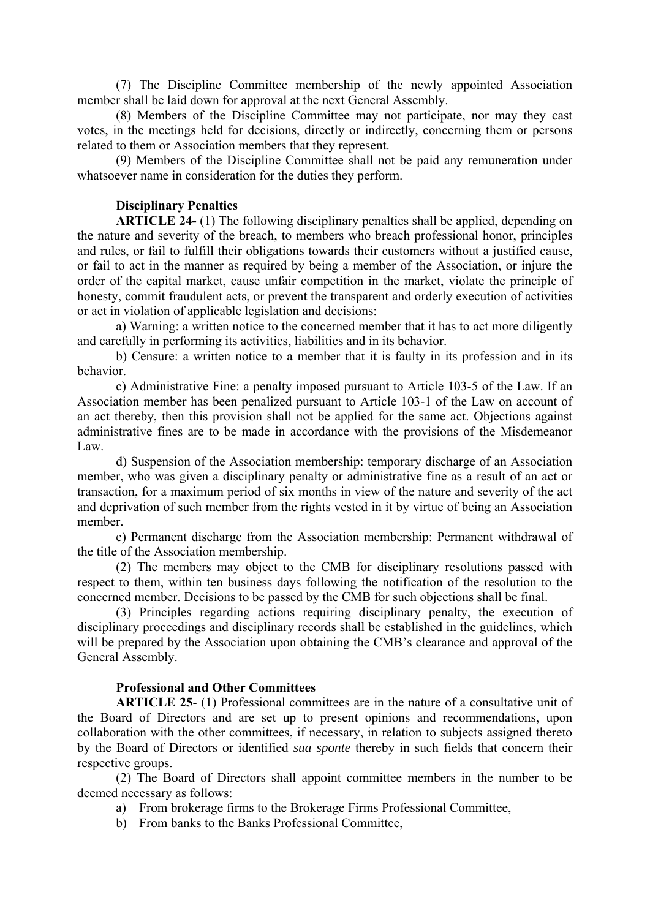(7) The Discipline Committee membership of the newly appointed Association member shall be laid down for approval at the next General Assembly.

(8) Members of the Discipline Committee may not participate, nor may they cast votes, in the meetings held for decisions, directly or indirectly, concerning them or persons related to them or Association members that they represent.

(9) Members of the Discipline Committee shall not be paid any remuneration under whatsoever name in consideration for the duties they perform.

**Disciplinary Penalties**

**ARTICLE 24-** (1) The following disciplinary penalties shall be applied, depending on the nature and severity of the breach, to members who breach professional honor, principles and rules, or fail to fulfill their obligations towards their customers without a justified cause, or fail to act in the manner as required by being a member of the Association, or injure the order of the capital market, cause unfair competition in the market, violate the principle of honesty, commit fraudulent acts, or prevent the transparent and orderly execution of activities or act in violation of applicable legislation and decisions:

a) Warning: a written notice to the concerned member that it has to act more diligently and carefully in performing its activities, liabilities and in its behavior.

b) Censure: a written notice to a member that it is faulty in its profession and in its behavior.

c) Administrative Fine: a penalty imposed pursuant to Article 103-5 of the Law. If an Association member has been penalized pursuant to Article 103-1 of the Law on account of an act thereby, then this provision shall not be applied for the same act. Objections against administrative fines are to be made in accordance with the provisions of the Misdemeanor Law.

d) Suspension of the Association membership: temporary discharge of an Association member, who was given a disciplinary penalty or administrative fine as a result of an act or transaction, for a maximum period of six months in view of the nature and severity of the act and deprivation of such member from the rights vested in it by virtue of being an Association member.

e) Permanent discharge from the Association membership: Permanent withdrawal of the title of the Association membership.

(2) The members may object to the CMB for disciplinary resolutions passed with respect to them, within ten business days following the notification of the resolution to the concerned member. Decisions to be passed by the CMB for such objections shall be final.

(3) Principles regarding actions requiring disciplinary penalty, the execution of disciplinary proceedings and disciplinary records shall be established in the guidelines, which will be prepared by the Association upon obtaining the CMB's clearance and approval of the General Assembly.

**Professional and Other Committees**

**ARTICLE 25**- (1) Professional committees are in the nature of a consultative unit of the Board of Directors and are set up to present opinions and recommendations, upon collaboration with the other committees, if necessary, in relation to subjects assigned thereto by the Board of Directors or identified *sua sponte* thereby in such fields that concern their respective groups.

(2) The Board of Directors shall appoint committee members in the number to be deemed necessary as follows:

a) From brokerage firms to the Brokerage Firms Professional Committee,

b) From banks to the Banks Professional Committee,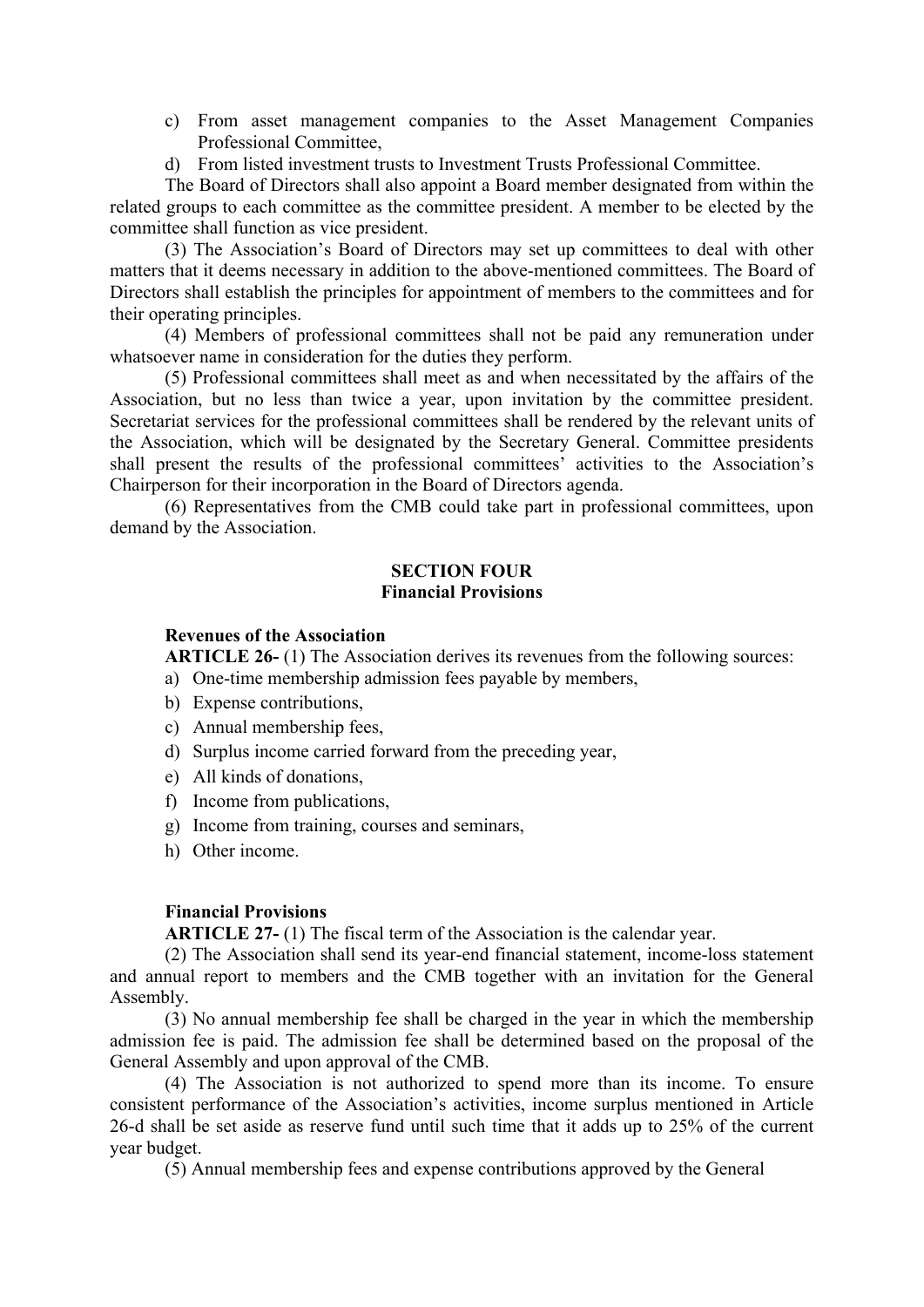c) From asset management companies to the Asset Management Companies Professional Committee,
d) From listed investment trusts to Investment Trusts Professional Committee.

The Board of Directors shall also appoint a Board member designated from within the related groups to each committee as the committee president. A member to be elected by the committee shall function as vice president.

(3) The Association's Board of Directors may set up committees to deal with other matters that it deems necessary in addition to the above-mentioned committees. The Board of Directors shall establish the principles for appointment of members to the committees and for their operating principles.

(4) Members of professional committees shall not be paid any remuneration under whatsoever name in consideration for the duties they perform.

(5) Professional committees shall meet as and when necessitated by the affairs of the Association, but no less than twice a year, upon invitation by the committee president. Secretariat services for the professional committees shall be rendered by the relevant units of the Association, which will be designated by the Secretary General. Committee presidents shall present the results of the professional committees' activities to the Association's Chairperson for their incorporation in the Board of Directors agenda.

(6) Representatives from the CMB could take part in professional committees, upon demand by the Association.

## SECTION FOUR
## Financial Provisions

**Revenues of the Association**

**ARTICLE 26-** (1) The Association derives its revenues from the following sources:

a) One-time membership admission fees payable by members,
b) Expense contributions,
c) Annual membership fees,
d) Surplus income carried forward from the preceding year,
e) All kinds of donations,
f) Income from publications,
g) Income from training, courses and seminars,
h) Other income.

**Financial Provisions**

**ARTICLE 27-** (1) The fiscal term of the Association is the calendar year.

(2) The Association shall send its year-end financial statement, income-loss statement and annual report to members and the CMB together with an invitation for the General Assembly.

(3) No annual membership fee shall be charged in the year in which the membership admission fee is paid. The admission fee shall be determined based on the proposal of the General Assembly and upon approval of the CMB.

(4) The Association is not authorized to spend more than its income. To ensure consistent performance of the Association's activities, income surplus mentioned in Article 26-d shall be set aside as reserve fund until such time that it adds up to 25% of the current year budget.

(5) Annual membership fees and expense contributions approved by the General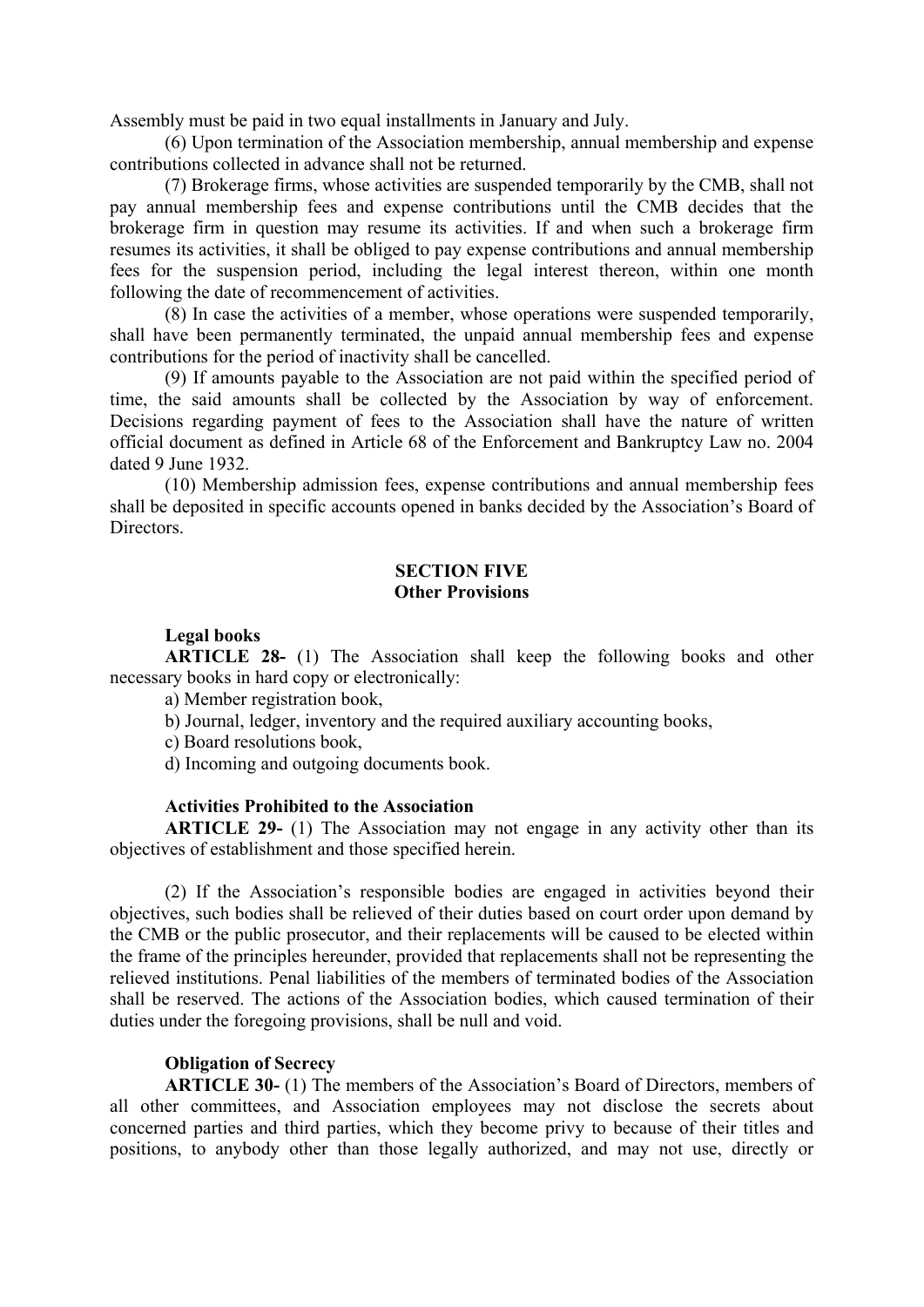Assembly must be paid in two equal installments in January and July.

(6) Upon termination of the Association membership, annual membership and expense contributions collected in advance shall not be returned.

(7) Brokerage firms, whose activities are suspended temporarily by the CMB, shall not pay annual membership fees and expense contributions until the CMB decides that the brokerage firm in question may resume its activities. If and when such a brokerage firm resumes its activities, it shall be obliged to pay expense contributions and annual membership fees for the suspension period, including the legal interest thereon, within one month following the date of recommencement of activities.

(8) In case the activities of a member, whose operations were suspended temporarily, shall have been permanently terminated, the unpaid annual membership fees and expense contributions for the period of inactivity shall be cancelled.

(9) If amounts payable to the Association are not paid within the specified period of time, the said amounts shall be collected by the Association by way of enforcement. Decisions regarding payment of fees to the Association shall have the nature of written official document as defined in Article 68 of the Enforcement and Bankruptcy Law no. 2004 dated 9 June 1932.

(10) Membership admission fees, expense contributions and annual membership fees shall be deposited in specific accounts opened in banks decided by the Association's Board of Directors.

## SECTION FIVE
## Other Provisions

**Legal books**

**ARTICLE 28-** (1) The Association shall keep the following books and other necessary books in hard copy or electronically:

a) Member registration book,

b) Journal, ledger, inventory and the required auxiliary accounting books,

c) Board resolutions book,

d) Incoming and outgoing documents book.

**Activities Prohibited to the Association**

**ARTICLE 29-** (1) The Association may not engage in any activity other than its objectives of establishment and those specified herein.

(2) If the Association's responsible bodies are engaged in activities beyond their objectives, such bodies shall be relieved of their duties based on court order upon demand by the CMB or the public prosecutor, and their replacements will be caused to be elected within the frame of the principles hereunder, provided that replacements shall not be representing the relieved institutions. Penal liabilities of the members of terminated bodies of the Association shall be reserved. The actions of the Association bodies, which caused termination of their duties under the foregoing provisions, shall be null and void.

**Obligation of Secrecy**

**ARTICLE 30-** (1) The members of the Association's Board of Directors, members of all other committees, and Association employees may not disclose the secrets about concerned parties and third parties, which they become privy to because of their titles and positions, to anybody other than those legally authorized, and may not use, directly or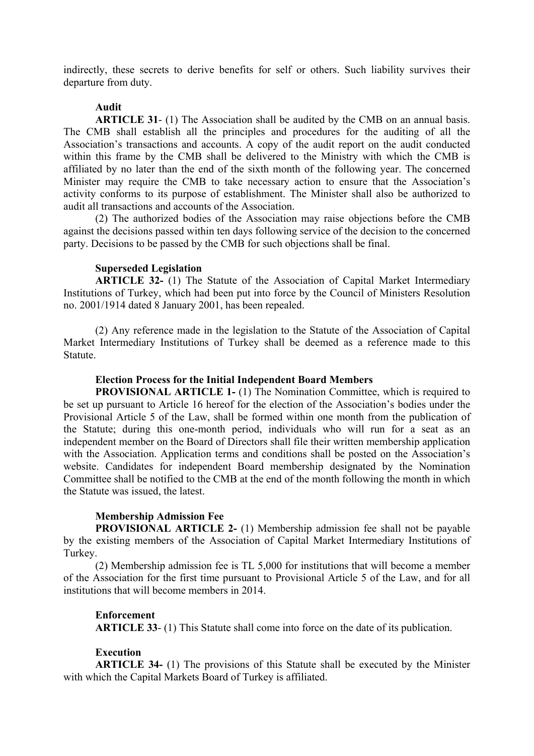indirectly, these secrets to derive benefits for self or others. Such liability survives their departure from duty.

**Audit**

**ARTICLE 31**- (1) The Association shall be audited by the CMB on an annual basis. The CMB shall establish all the principles and procedures for the auditing of all the Association's transactions and accounts. A copy of the audit report on the audit conducted within this frame by the CMB shall be delivered to the Ministry with which the CMB is affiliated by no later than the end of the sixth month of the following year. The concerned Minister may require the CMB to take necessary action to ensure that the Association's activity conforms to its purpose of establishment. The Minister shall also be authorized to audit all transactions and accounts of the Association.

(2) The authorized bodies of the Association may raise objections before the CMB against the decisions passed within ten days following service of the decision to the concerned party. Decisions to be passed by the CMB for such objections shall be final.

**Superseded Legislation**

**ARTICLE 32-** (1) The Statute of the Association of Capital Market Intermediary Institutions of Turkey, which had been put into force by the Council of Ministers Resolution no. 2001/1914 dated 8 January 2001, has been repealed.

(2) Any reference made in the legislation to the Statute of the Association of Capital Market Intermediary Institutions of Turkey shall be deemed as a reference made to this Statute.

**Election Process for the Initial Independent Board Members**

**PROVISIONAL ARTICLE 1-** (1) The Nomination Committee, which is required to be set up pursuant to Article 16 hereof for the election of the Association's bodies under the Provisional Article 5 of the Law, shall be formed within one month from the publication of the Statute; during this one-month period, individuals who will run for a seat as an independent member on the Board of Directors shall file their written membership application with the Association. Application terms and conditions shall be posted on the Association's website. Candidates for independent Board membership designated by the Nomination Committee shall be notified to the CMB at the end of the month following the month in which the Statute was issued, the latest.

**Membership Admission Fee**

**PROVISIONAL ARTICLE 2-** (1) Membership admission fee shall not be payable by the existing members of the Association of Capital Market Intermediary Institutions of Turkey.

(2) Membership admission fee is TL 5,000 for institutions that will become a member of the Association for the first time pursuant to Provisional Article 5 of the Law, and for all institutions that will become members in 2014.

**Enforcement**

**ARTICLE 33**- (1) This Statute shall come into force on the date of its publication.

**Execution**

**ARTICLE 34-** (1) The provisions of this Statute shall be executed by the Minister with which the Capital Markets Board of Turkey is affiliated.